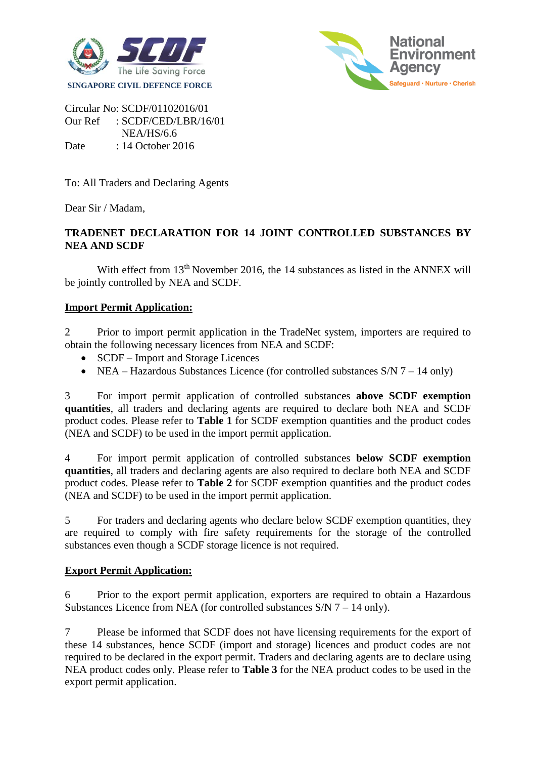SINGAPORE CIVIL DEFENCE FORCE

Circular No: SCDF/01102016/01
Our Ref : SCDF/CED/LBR/16/01
NEA/HS/6.6
Date : 14 October 2016

To: All Traders and Declaring Agents

Dear Sir / Madam,

**TRADENET DECLARATION FOR 14 JOINT CONTROLLED SUBSTANCES BY NEA AND SCDF**

With effect from 13th November 2016, the 14 substances as listed in the ANNEX will be jointly controlled by NEA and SCDF.

**<u>Import Permit Application:</u>**

2 Prior to import permit application in the TradeNet system, importers are required to obtain the following necessary licences from NEA and SCDF:

- SCDF – Import and Storage Licences
- NEA – Hazardous Substances Licence (for controlled substances S/N 7 – 14 only)

3 For import permit application of controlled substances **above SCDF exemption quantities**, all traders and declaring agents are required to declare both NEA and SCDF product codes. Please refer to **Table 1** for SCDF exemption quantities and the product codes (NEA and SCDF) to be used in the import permit application.

4 For import permit application of controlled substances **below SCDF exemption quantities**, all traders and declaring agents are also required to declare both NEA and SCDF product codes. Please refer to **Table 2** for SCDF exemption quantities and the product codes (NEA and SCDF) to be used in the import permit application.

5 For traders and declaring agents who declare below SCDF exemption quantities, they are required to comply with fire safety requirements for the storage of the controlled substances even though a SCDF storage licence is not required.

**<u>Export Permit Application:</u>**

6 Prior to the export permit application, exporters are required to obtain a Hazardous Substances Licence from NEA (for controlled substances S/N 7 – 14 only).

7 Please be informed that SCDF does not have licensing requirements for the export of these 14 substances, hence SCDF (import and storage) licences and product codes are not required to be declared in the export permit. Traders and declaring agents are to declare using NEA product codes only. Please refer to **Table 3** for the NEA product codes to be used in the export permit application.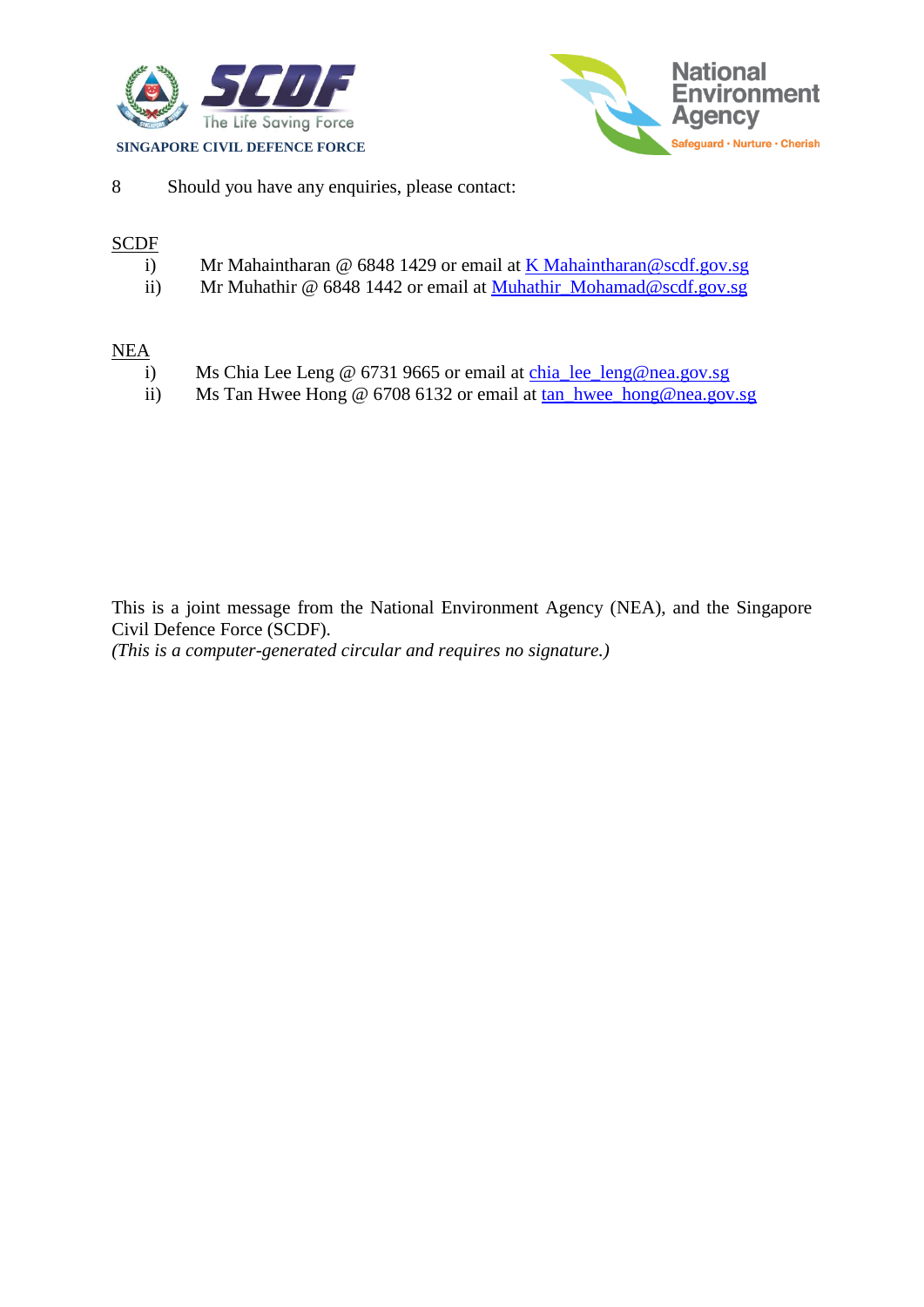8 Should you have any enquiries, please contact:

SCDF

i) Mr Mahaintharan @ 6848 1429 or email at K Mahaintharan@scdf.gov.sg
ii) Mr Muhathir @ 6848 1442 or email at Muhathir_Mohamad@scdf.gov.sg

NEA

i) Ms Chia Lee Leng @ 6731 9665 or email at chia_lee_leng@nea.gov.sg
ii) Ms Tan Hwee Hong @ 6708 6132 or email at tan_hwee_hong@nea.gov.sg

This is a joint message from the National Environment Agency (NEA), and the Singapore Civil Defence Force (SCDF).

*(This is a computer-generated circular and requires no signature.)*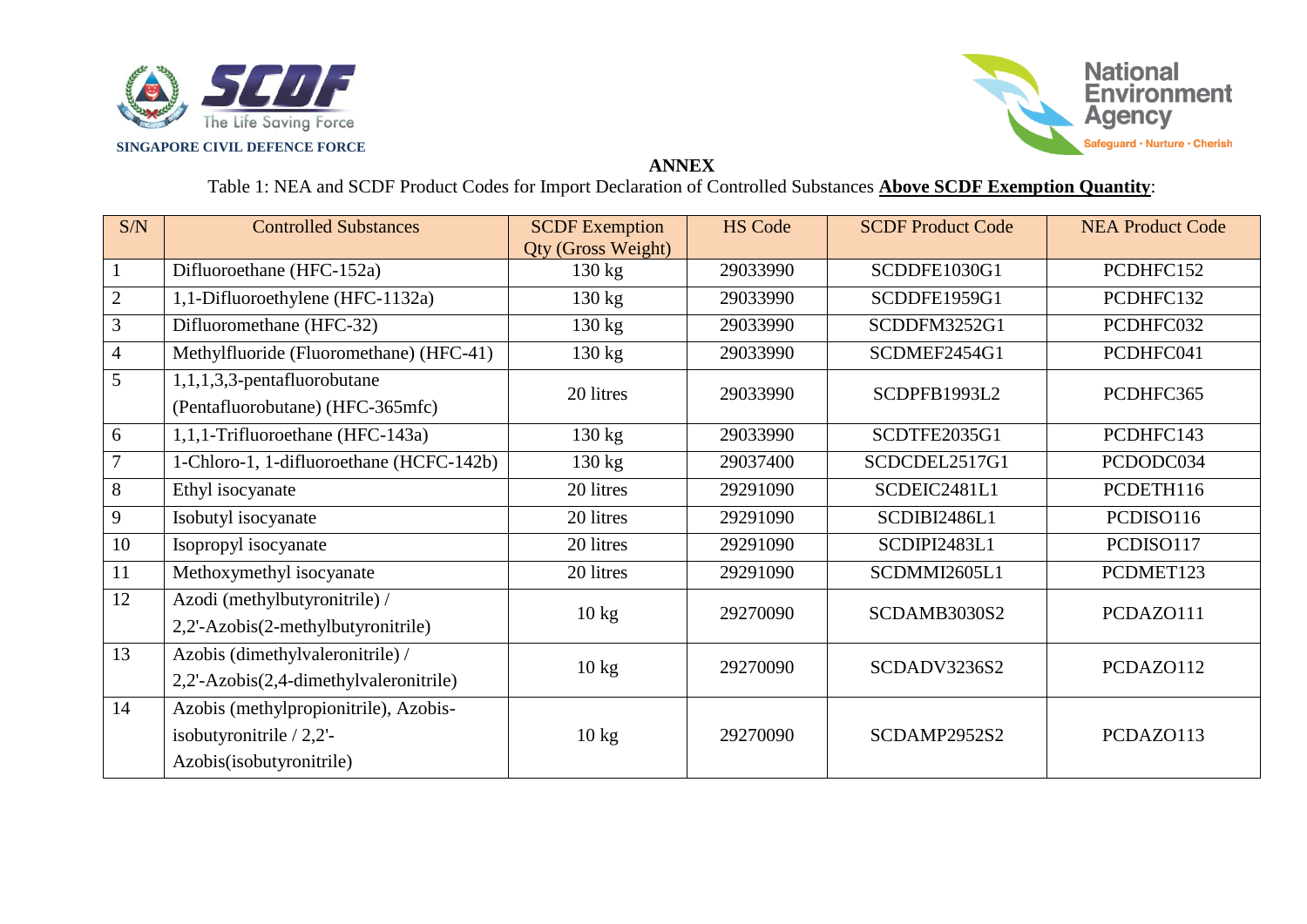SINGAPORE CIVIL DEFENCE FORCE

**ANNEX**

Table 1: NEA and SCDF Product Codes for Import Declaration of Controlled Substances **Above SCDF Exemption Quantity**:

| S/N | Controlled Substances | SCDF Exemption Qty (Gross Weight) | HS Code | SCDF Product Code | NEA Product Code |
|---|---|---|---|---|---|
| 1 | Difluoroethane (HFC-152a) | 130 kg | 29033990 | SCDDFE1030G1 | PCDHFC152 |
| 2 | 1,1-Difluoroethylene (HFC-1132a) | 130 kg | 29033990 | SCDDFE1959G1 | PCDHFC132 |
| 3 | Difluoromethane (HFC-32) | 130 kg | 29033990 | SCDDFM3252G1 | PCDHFC032 |
| 4 | Methylfluoride (Fluoromethane) (HFC-41) | 130 kg | 29033990 | SCDMEF2454G1 | PCDHFC041 |
| 5 | 1,1,1,3,3-pentafluorobutane (Pentafluorobutane) (HFC-365mfc) | 20 litres | 29033990 | SCDPFB1993L2 | PCDHFC365 |
| 6 | 1,1,1-Trifluoroethane (HFC-143a) | 130 kg | 29033990 | SCDTFE2035G1 | PCDHFC143 |
| 7 | 1-Chloro-1, 1-difluoroethane (HCFC-142b) | 130 kg | 29037400 | SCDCDEL2517G1 | PCDODC034 |
| 8 | Ethyl isocyanate | 20 litres | 29291090 | SCDEIC2481L1 | PCDETH116 |
| 9 | Isobutyl isocyanate | 20 litres | 29291090 | SCDIBI2486L1 | PCDISO116 |
| 10 | Isopropyl isocyanate | 20 litres | 29291090 | SCDIPI2483L1 | PCDISO117 |
| 11 | Methoxymethyl isocyanate | 20 litres | 29291090 | SCDMMI2605L1 | PCDMET123 |
| 12 | Azodi (methylbutyronitrile) / 2,2'-Azobis(2-methylbutyronitrile) | 10 kg | 29270090 | SCDAMB3030S2 | PCDAZO111 |
| 13 | Azobis (dimethylvaleronitrile) / 2,2'-Azobis(2,4-dimethylvaleronitrile) | 10 kg | 29270090 | SCDADV3236S2 | PCDAZO112 |
| 14 | Azobis (methylpropionitrile), Azobis-isobutyronitrile / 2,2'-Azobis(isobutyronitrile) | 10 kg | 29270090 | SCDAMP2952S2 | PCDAZO113 |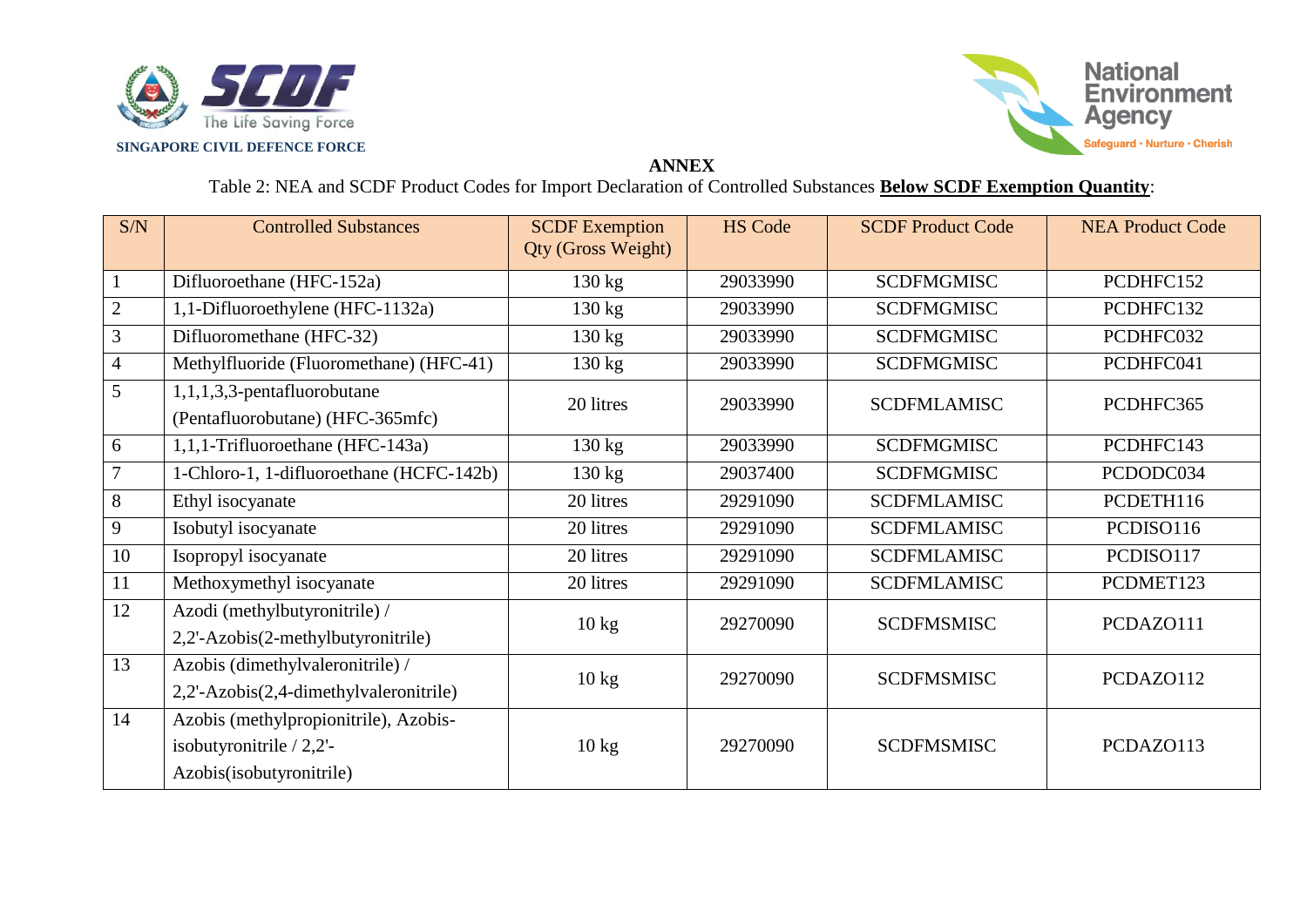SINGAPORE CIVIL DEFENCE FORCE

**ANNEX**

Table 2: NEA and SCDF Product Codes for Import Declaration of Controlled Substances **Below SCDF Exemption Quantity**:

| S/N | Controlled Substances | SCDF Exemption Qty (Gross Weight) | HS Code | SCDF Product Code | NEA Product Code |
|---|---|---|---|---|---|
| 1 | Difluoroethane (HFC-152a) | 130 kg | 29033990 | SCDFMGMISC | PCDHFC152 |
| 2 | 1,1-Difluoroethylene (HFC-1132a) | 130 kg | 29033990 | SCDFMGMISC | PCDHFC132 |
| 3 | Difluoromethane (HFC-32) | 130 kg | 29033990 | SCDFMGMISC | PCDHFC032 |
| 4 | Methylfluoride (Fluoromethane) (HFC-41) | 130 kg | 29033990 | SCDFMGMISC | PCDHFC041 |
| 5 | 1,1,1,3,3-pentafluorobutane (Pentafluorobutane) (HFC-365mfc) | 20 litres | 29033990 | SCDFMLAMISC | PCDHFC365 |
| 6 | 1,1,1-Trifluoroethane (HFC-143a) | 130 kg | 29033990 | SCDFMGMISC | PCDHFC143 |
| 7 | 1-Chloro-1, 1-difluoroethane (HCFC-142b) | 130 kg | 29037400 | SCDFMGMISC | PCDODC034 |
| 8 | Ethyl isocyanate | 20 litres | 29291090 | SCDFMLAMISC | PCDETH116 |
| 9 | Isobutyl isocyanate | 20 litres | 29291090 | SCDFMLAMISC | PCDISO116 |
| 10 | Isopropyl isocyanate | 20 litres | 29291090 | SCDFMLAMISC | PCDISO117 |
| 11 | Methoxymethyl isocyanate | 20 litres | 29291090 | SCDFMLAMISC | PCDMET123 |
| 12 | Azodi (methylbutyronitrile) / 2,2'-Azobis(2-methylbutyronitrile) | 10 kg | 29270090 | SCDFMSMISC | PCDAZO111 |
| 13 | Azobis (dimethylvaleronitrile) / 2,2'-Azobis(2,4-dimethylvaleronitrile) | 10 kg | 29270090 | SCDFMSMISC | PCDAZO112 |
| 14 | Azobis (methylpropionitrile), Azobis-isobutyronitrile / 2,2'-Azobis(isobutyronitrile) | 10 kg | 29270090 | SCDFMSMISC | PCDAZO113 |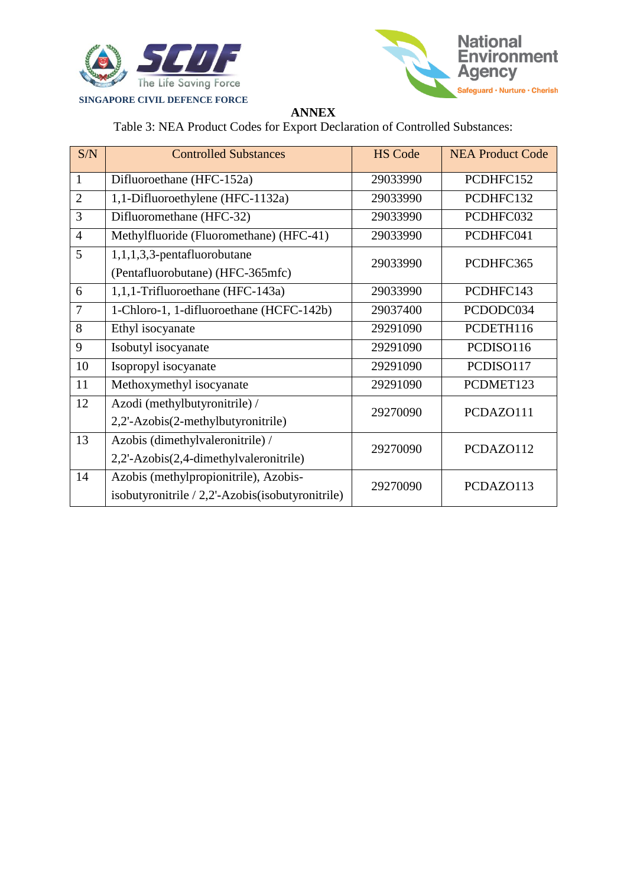SINGAPORE CIVIL DEFENCE FORCE

**ANNEX**

Table 3: NEA Product Codes for Export Declaration of Controlled Substances:

| S/N | Controlled Substances | HS Code | NEA Product Code |
|---|---|---|---|
| 1 | Difluoroethane (HFC-152a) | 29033990 | PCDHFC152 |
| 2 | 1,1-Difluoroethylene (HFC-1132a) | 29033990 | PCDHFC132 |
| 3 | Difluoromethane (HFC-32) | 29033990 | PCDHFC032 |
| 4 | Methylfluoride (Fluoromethane) (HFC-41) | 29033990 | PCDHFC041 |
| 5 | 1,1,1,3,3-pentafluorobutane (Pentafluorobutane) (HFC-365mfc) | 29033990 | PCDHFC365 |
| 6 | 1,1,1-Trifluoroethane (HFC-143a) | 29033990 | PCDHFC143 |
| 7 | 1-Chloro-1, 1-difluoroethane (HCFC-142b) | 29037400 | PCDODC034 |
| 8 | Ethyl isocyanate | 29291090 | PCDETH116 |
| 9 | Isobutyl isocyanate | 29291090 | PCDISO116 |
| 10 | Isopropyl isocyanate | 29291090 | PCDISO117 |
| 11 | Methoxymethyl isocyanate | 29291090 | PCDMET123 |
| 12 | Azodi (methylbutyronitrile) / 2,2'-Azobis(2-methylbutyronitrile) | 29270090 | PCDAZO111 |
| 13 | Azobis (dimethylvaleronitrile) / 2,2'-Azobis(2,4-dimethylvaleronitrile) | 29270090 | PCDAZO112 |
| 14 | Azobis (methylpropionitrile), Azobis-isobutyronitrile / 2,2'-Azobis(isobutyronitrile) | 29270090 | PCDAZO113 |